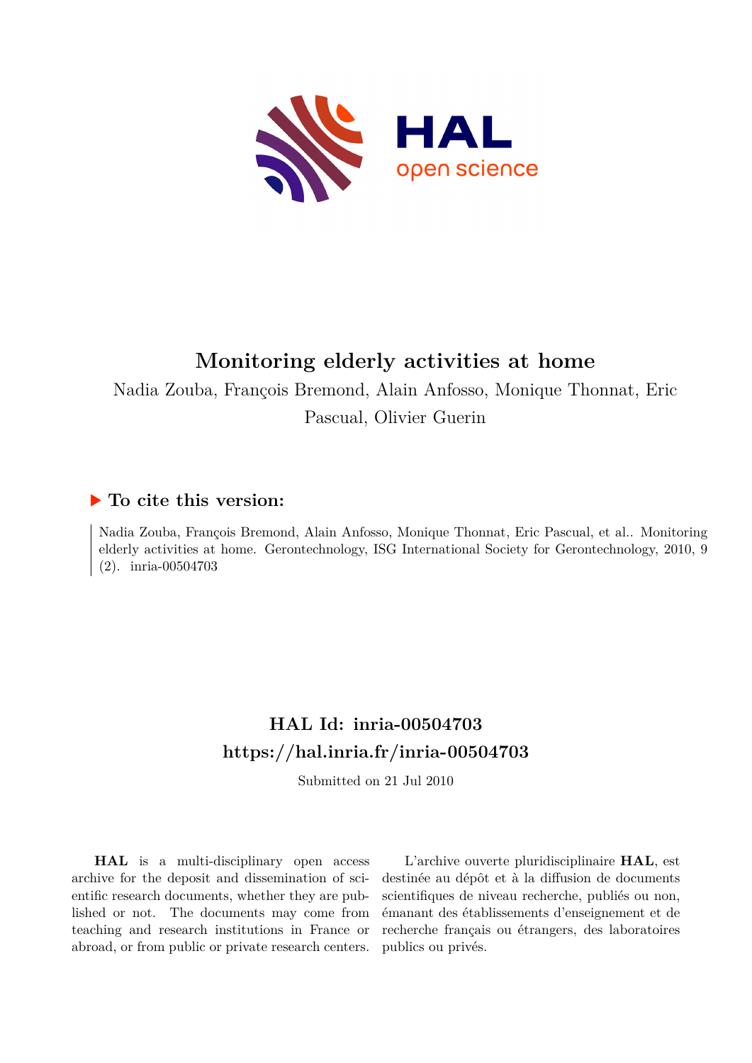# Monitoring elderly activities at home

Nadia Zouba, François Bremond, Alain Anfosso, Monique Thonnat, Eric Pascual, Olivier Guerin

## ▶ To cite this version:

Nadia Zouba, François Bremond, Alain Anfosso, Monique Thonnat, Eric Pascual, et al.. Monitoring elderly activities at home. Gerontechnology, ISG International Society for Gerontechnology, 2010, 9 (2). inria-00504703

## HAL Id: inria-00504703
## https://hal.inria.fr/inria-00504703

Submitted on 21 Jul 2010

**HAL** is a multi-disciplinary open access archive for the deposit and dissemination of scientific research documents, whether they are published or not. The documents may come from teaching and research institutions in France or abroad, or from public or private research centers.

L'archive ouverte pluridisciplinaire **HAL**, est destinée au dépôt et à la diffusion de documents scientifiques de niveau recherche, publiés ou non, émanant des établissements d'enseignement et de recherche français ou étrangers, des laboratoires publics ou privés.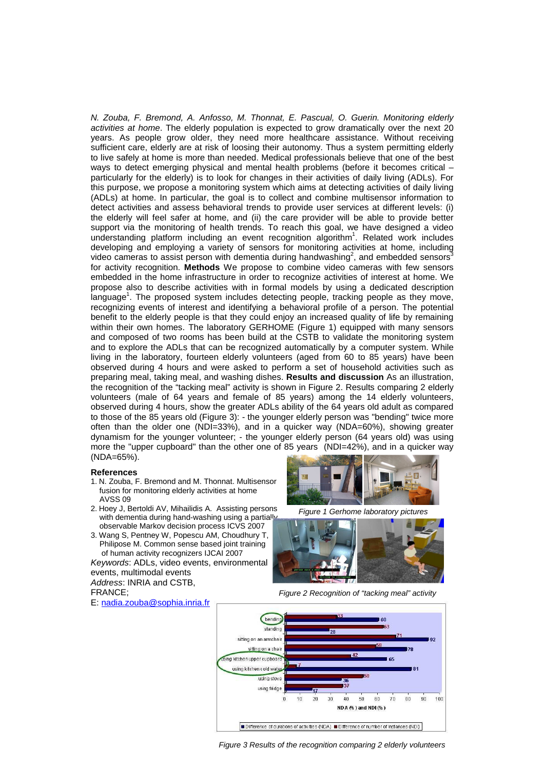*N. Zouba, F. Bremond, A. Anfosso, M. Thonnat, E. Pascual, O. Guerin. Monitoring elderly activities at home*. The elderly population is expected to grow dramatically over the next 20 years. As people grow older, they need more healthcare assistance. Without receiving sufficient care, elderly are at risk of loosing their autonomy. Thus a system permitting elderly to live safely at home is more than needed. Medical professionals believe that one of the best ways to detect emerging physical and mental health problems (before it becomes critical – particularly for the elderly) is to look for changes in their activities of daily living (ADLs). For this purpose, we propose a monitoring system which aims at detecting activities of daily living (ADLs) at home. In particular, the goal is to collect and combine multisensor information to detect activities and assess behavioral trends to provide user services at different levels: (i) the elderly will feel safer at home, and (ii) the care provider will be able to provide better support via the monitoring of health trends. To reach this goal, we have designed a video understanding platform including an event recognition algorithm[1]. Related work includes developing and employing a variety of sensors for monitoring activities at home, including video cameras to assist person with dementia during handwashing[2], and embedded sensors[3] for activity recognition. **Methods** We propose to combine video cameras with few sensors embedded in the home infrastructure in order to recognize activities of interest at home. We propose also to describe activities with in formal models by using a dedicated description language[1]. The proposed system includes detecting people, tracking people as they move, recognizing events of interest and identifying a behavioral profile of a person. The potential benefit to the elderly people is that they could enjoy an increased quality of life by remaining within their own homes. The laboratory GERHOME (Figure 1) equipped with many sensors and composed of two rooms has been build at the CSTB to validate the monitoring system and to explore the ADLs that can be recognized automatically by a computer system. While living in the laboratory, fourteen elderly volunteers (aged from 60 to 85 years) have been observed during 4 hours and were asked to perform a set of household activities such as preparing meal, taking meal, and washing dishes. **Results and discussion** As an illustration, the recognition of the "tacking meal" activity is shown in Figure 2. Results comparing 2 elderly volunteers (male of 64 years and female of 85 years) among the 14 elderly volunteers, observed during 4 hours, show the greater ADLs ability of the 64 years old adult as compared to those of the 85 years old (Figure 3): - the younger elderly person was "bending" twice more often than the older one (NDI=33%), and in a quicker way (NDA=60%), showing greater dynamism for the younger volunteer; - the younger elderly person (64 years old) was using more the "upper cupboard" than the other one of 85 years (NDI=42%), and in a quicker way (NDA=65%).

### References

1. N. Zouba, F. Bremond and M. Thonnat. Multisensor fusion for monitoring elderly activities at home AVSS 09
2. Hoey J, Bertoldi AV, Mihailidis A. Assisting persons with dementia during hand-washing using a partially observable Markov decision process ICVS 2007
3. Wang S, Pentney W, Popescu AM, Choudhury T, Philipose M. Common sense based joint training of human activity recognizers IJCAI 2007

*Keywords*: ADLs, video events, environmental events, multimodal events

*Address*: INRIA and CSTB, FRANCE;

E: nadia.zouba@sophia.inria.fr

*Figure 1 Gerhome laboratory pictures*

*Figure 2 Recognition of "tacking meal" activity*

bending
standing
sitting on an armchair
sitting on a chair
using kitchen upper cupboard
using kitchen cold water
using stove
using fridge

33 60 63 28 71 92 58 78 42 65 7 81 50 36 37 17

0 10 20 30 40 50 60 70 80 90 100

NDA (%) and NDI (%)

Difference of durations of activities (NDA) Difference of number of instances (NDI)

*Figure 3 Results of the recognition comparing 2 elderly volunteers*